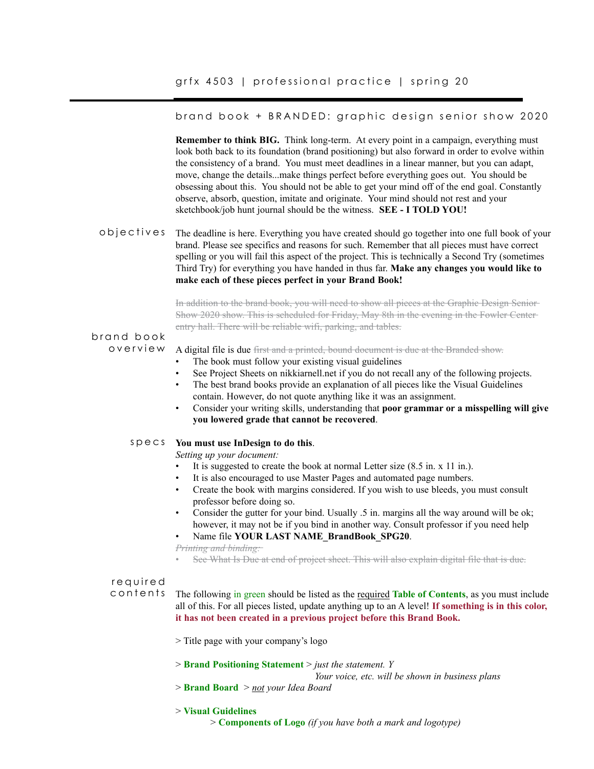grfx 4503 | professional practice | spring 20

# brand book + BRANDED: graphic design senior show 2020

**Remember to think BIG.** Think long-term. At every point in a campaign, everything must look both back to its foundation (brand positioning) but also forward in order to evolve within the consistency of a brand. You must meet deadlines in a linear manner, but you can adapt, move, change the details...make things perfect before everything goes out. You should be obsessing about this. You should not be able to get your mind off of the end goal. Constantly observe, absorb, question, imitate and originate. Your mind should not rest and your sketchbook/job hunt journal should be the witness. **SEE - I TOLD YOU!**

## objectives

The deadline is here. Everything you have created should go together into one full book of your brand. Please see specifics and reasons for such. Remember that all pieces must have correct spelling or you will fail this aspect of the project. This is technically a Second Try (sometimes Third Try) for everything you have handed in thus far. **Make any changes you would like to make each of these pieces perfect in your Brand Book!**

~~In addition to the brand book, you will need to show all pieces at the Graphic Design Senior Show 2020 show. This is scheduled for Friday, May 8th in the evening in the Fowler Center entry hall. There will be reliable wifi, parking, and tables.~~

## brand book overview

A digital file is due ~~first and a printed, bound document is due at the Branded show.~~

- The book must follow your existing visual guidelines
- See Project Sheets on nikkiarnell.net if you do not recall any of the following projects.
- The best brand books provide an explanation of all pieces like the Visual Guidelines contain. However, do not quote anything like it was an assignment.
- Consider your writing skills, understanding that **poor grammar or a misspelling will give you lowered grade that cannot be recovered**.

## specs

**You must use InDesign to do this**.

*Setting up your document:*

- It is suggested to create the book at normal Letter size (8.5 in. x 11 in.).
- It is also encouraged to use Master Pages and automated page numbers.
- Create the book with margins considered. If you wish to use bleeds, you must consult professor before doing so.
- Consider the gutter for your bind. Usually .5 in. margins all the way around will be ok; however, it may not be if you bind in another way. Consult professor if you need help
- Name file **YOUR LAST NAME_BrandBook_SPG20**.

~~*Printing and binding:*~~

- ~~See What Is Due at end of project sheet. This will also explain digital file that is due.~~

## required contents

The following in green should be listed as the <u>required</u> **Table of Contents**, as you must include all of this. For all pieces listed, update anything up to an A level! **If something is in this color, it has not been created in a previous project before this Brand Book.**

> Title page with your company's logo

> **Brand Positioning Statement** > *just the statement. Y*
*Your voice, etc. will be shown in business plans*

> **Brand Board** > *<u>not</u> your Idea Board*

> **Visual Guidelines**
> > **Components of Logo** *(if you have both a mark and logotype)*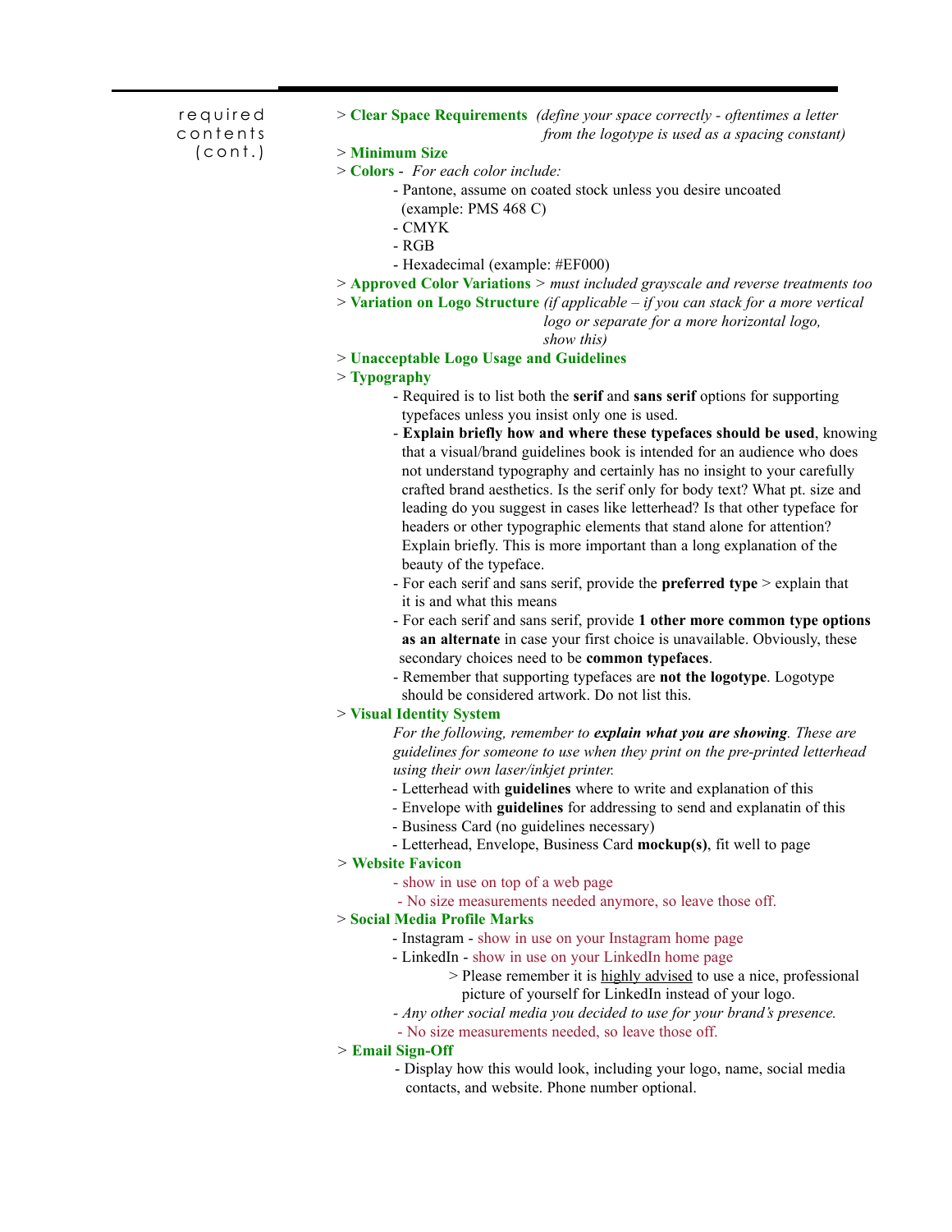required contents (cont.)

> **Clear Space Requirements** *(define your space correctly - oftentimes a letter from the logotype is used as a spacing constant)*

> **Minimum Size**

> **Colors** - *For each color include:*

- Pantone, assume on coated stock unless you desire uncoated (example: PMS 468 C)
- CMYK
- RGB
- Hexadecimal (example: #EF000)

> **Approved Color Variations** > *must included grayscale and reverse treatments too*

> **Variation on Logo Structure** *(if applicable – if you can stack for a more vertical logo or separate for a more horizontal logo, show this)*

> **Unacceptable Logo Usage and Guidelines**

> **Typography**

- Required is to list both the **serif** and **sans serif** options for supporting typefaces unless you insist only one is used.
- **Explain briefly how and where these typefaces should be used**, knowing that a visual/brand guidelines book is intended for an audience who does not understand typography and certainly has no insight to your carefully crafted brand aesthetics. Is the serif only for body text? What pt. size and leading do you suggest in cases like letterhead? Is that other typeface for headers or other typographic elements that stand alone for attention? Explain briefly. This is more important than a long explanation of the beauty of the typeface.
- For each serif and sans serif, provide the **preferred type** > explain that it is and what this means
- For each serif and sans serif, provide **1 other more common type options as an alternate** in case your first choice is unavailable. Obviously, these secondary choices need to be **common typefaces**.
- Remember that supporting typefaces are **not the logotype**. Logotype should be considered artwork. Do not list this.

> **Visual Identity System**

*For the following, remember to **explain what you are showing**. These are guidelines for someone to use when they print on the pre-printed letterhead using their own laser/inkjet printer.*

- Letterhead with **guidelines** where to write and explanation of this
- Envelope with **guidelines** for addressing to send and explanatin of this
- Business Card (no guidelines necessary)
- Letterhead, Envelope, Business Card **mockup(s)**, fit well to page

> **Website Favicon**

- show in use on top of a web page
- No size measurements needed anymore, so leave those off.

> **Social Media Profile Marks**

- Instagram - show in use on your Instagram home page
- LinkedIn - show in use on your LinkedIn home page
  - > Please remember it is highly advised to use a nice, professional picture of yourself for LinkedIn instead of your logo.
- *Any other social media you decided to use for your brand's presence.*
- No size measurements needed, so leave those off.

> **Email Sign-Off**

- Display how this would look, including your logo, name, social media contacts, and website. Phone number optional.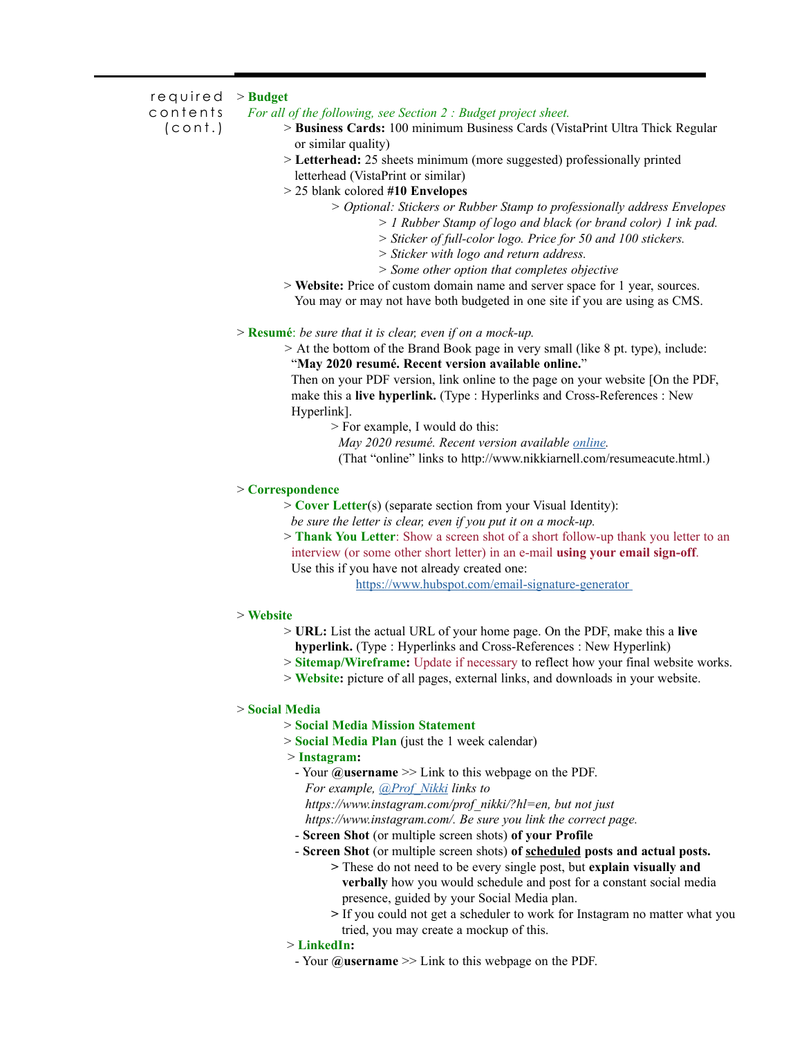required contents (cont.)

> **Budget**

*For all of the following, see Section 2 : Budget project sheet.*

- > **Business Cards:** 100 minimum Business Cards (VistaPrint Ultra Thick Regular or similar quality)
- > **Letterhead:** 25 sheets minimum (more suggested) professionally printed letterhead (VistaPrint or similar)
- > 25 blank colored **#10 Envelopes**
  - > *Optional: Stickers or Rubber Stamp to professionally address Envelopes*
    - > *1 Rubber Stamp of logo and black (or brand color) 1 ink pad.*
    - > *Sticker of full-color logo. Price for 50 and 100 stickers.*
    - > *Sticker with logo and return address.*
    - > *Some other option that completes objective*
- > **Website:** Price of custom domain name and server space for 1 year, sources. You may or may not have both budgeted in one site if you are using as CMS.

> **Resumé**: *be sure that it is clear, even if on a mock-up.*

- > At the bottom of the Brand Book page in very small (like 8 pt. type), include: "**May 2020 resumé. Recent version available online.**"
  Then on your PDF version, link online to the page on your website [On the PDF, make this a **live hyperlink.** (Type : Hyperlinks and Cross-References : New Hyperlink].
  - > For example, I would do this:
    *May 2020 resumé. Recent version available [online](http://www.nikkiarnell.com/resumeacute.html).*
    (That "online" links to http://www.nikkiarnell.com/resumeacute.html.)

> **Correspondence**

- > **Cover Letter**(s) (separate section from your Visual Identity): *be sure the letter is clear, even if you put it on a mock-up.*
- > **Thank You Letter**: Show a screen shot of a short follow-up thank you letter to an interview (or some other short letter) in an e-mail **using your email sign-off**.
  Use this if you have not already created one:
  [https://www.hubspot.com/email-signature-generator](https://www.hubspot.com/email-signature-generator)

> **Website**

- > **URL:** List the actual URL of your home page. On the PDF, make this a **live hyperlink.** (Type : Hyperlinks and Cross-References : New Hyperlink)
- > **Sitemap/Wireframe:** Update if necessary to reflect how your final website works.
- > **Website:** picture of all pages, external links, and downloads in your website.

> **Social Media**

- > **Social Media Mission Statement**
- > **Social Media Plan** (just the 1 week calendar)
- > **Instagram:**
  - Your **@username** >> Link to this webpage on the PDF.
    *For example, [@Prof_Nikki](https://www.instagram.com/prof_nikki/?hl=en) links to https://www.instagram.com/prof_nikki/?hl=en, but not just https://www.instagram.com/. Be sure you link the correct page.*
  - **Screen Shot** (or multiple screen shots) **of your Profile**
  - **Screen Shot** (or multiple screen shots) **of <u>scheduled</u> posts and actual posts.**
    - > These do not need to be every single post, but **explain visually and verbally** how you would schedule and post for a constant social media presence, guided by your Social Media plan.
    - > If you could not get a scheduler to work for Instagram no matter what you tried, you may create a mockup of this.
- > **LinkedIn:**
  - Your **@username** >> Link to this webpage on the PDF.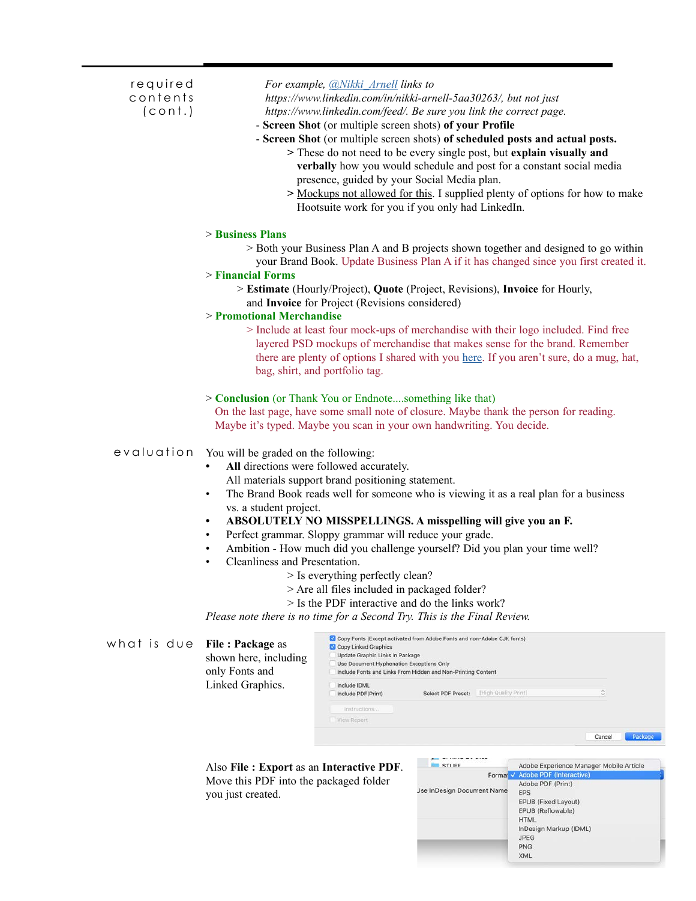**required contents (cont.)**

*For example, @Nikki_Arnell links to https://www.linkedin.com/in/nikki-arnell-5aa30263/, but not just https://www.linkedin.com/feed/. Be sure you link the correct page.*

- **Screen Shot** (or multiple screen shots) **of your Profile**
- **Screen Shot** (or multiple screen shots) **of scheduled posts and actual posts.**
  - > These do not need to be every single post, but **explain visually and verbally** how you would schedule and post for a constant social media presence, guided by your Social Media plan.
  - > Mockups not allowed for this. I supplied plenty of options for how to make Hootsuite work for you if you only had LinkedIn.

> **Business Plans**

> Both your Business Plan A and B projects shown together and designed to go within your Brand Book. Update Business Plan A if it has changed since you first created it.

> **Financial Forms**

> **Estimate** (Hourly/Project), **Quote** (Project, Revisions), **Invoice** for Hourly, and **Invoice** for Project (Revisions considered)

> **Promotional Merchandise**

> Include at least four mock-ups of merchandise with their logo included. Find free layered PSD mockups of merchandise that makes sense for the brand. Remember there are plenty of options I shared with you here. If you aren't sure, do a mug, hat, bag, shirt, and portfolio tag.

> **Conclusion** (or Thank You or Endnote....something like that)

On the last page, have some small note of closure. Maybe thank the person for reading. Maybe it's typed. Maybe you scan in your own handwriting. You decide.

**evaluation**

You will be graded on the following:

- **All** directions were followed accurately.
  All materials support brand positioning statement.
- The Brand Book reads well for someone who is viewing it as a real plan for a business vs. a student project.
- **ABSOLUTELY NO MISSPELLINGS. A misspelling will give you an F.**
- Perfect grammar. Sloppy grammar will reduce your grade.
- Ambition - How much did you challenge yourself? Did you plan your time well?
- Cleanliness and Presentation.
  - > Is everything perfectly clean?
  - > Are all files included in packaged folder?
  - > Is the PDF interactive and do the links work?

*Please note there is no time for a Second Try. This is the Final Review.*

**what is due**

**File : Package** as shown here, including only Fonts and Linked Graphics.

Also **File : Export** as an **Interactive PDF**. Move this PDF into the packaged folder you just created.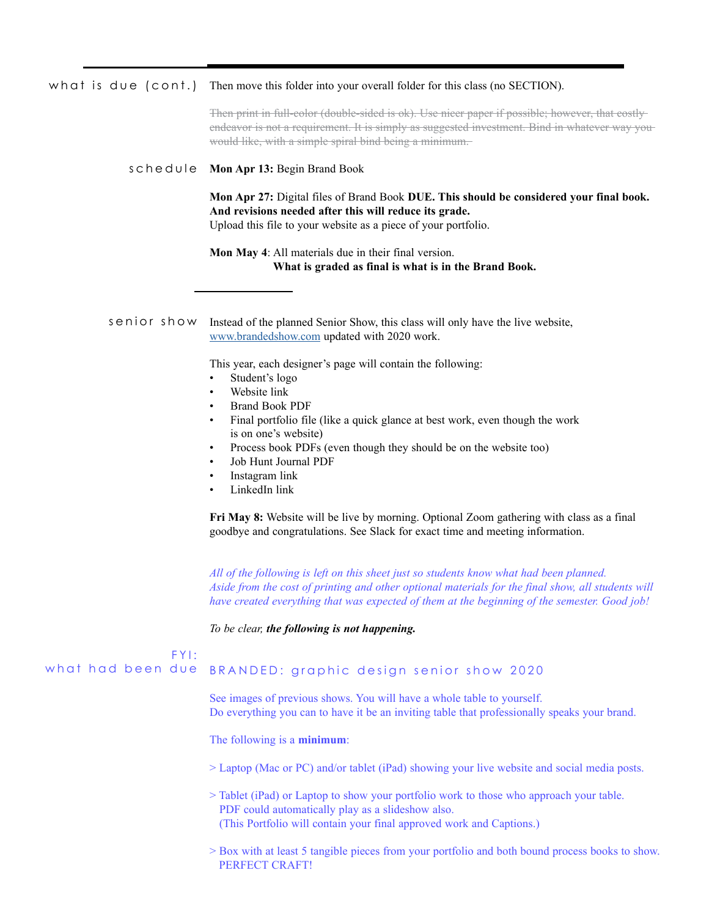**what is due (cont.)**

Then move this folder into your overall folder for this class (no SECTION).

~~Then print in full-color (double-sided is ok). Use nicer paper if possible; however, that costly endeavor is not a requirement. It is simply as suggested investment. Bind in whatever way you would like, with a simple spiral bind being a minimum.~~

**schedule**

**Mon Apr 13:** Begin Brand Book

**Mon Apr 27:** Digital files of Brand Book **DUE. This should be considered your final book. And revisions needed after this will reduce its grade.**
Upload this file to your website as a piece of your portfolio.

**Mon May 4**: All materials due in their final version.
**What is graded as final is what is in the Brand Book.**

---

**senior show**

Instead of the planned Senior Show, this class will only have the live website, [www.brandedshow.com](www.brandedshow.com) updated with 2020 work.

This year, each designer's page will contain the following:

- Student's logo
- Website link
- Brand Book PDF
- Final portfolio file (like a quick glance at best work, even though the work is on one's website)
- Process book PDFs (even though they should be on the website too)
- Job Hunt Journal PDF
- Instagram link
- LinkedIn link

**Fri May 8:** Website will be live by morning. Optional Zoom gathering with class as a final goodbye and congratulations. See Slack for exact time and meeting information.

*All of the following is left on this sheet just so students know what had been planned. Aside from the cost of printing and other optional materials for the final show, all students will have created everything that was expected of them at the beginning of the semester. Good job!*

*To be clear,* ***the following is not happening.***

**FYI: what had been due**

**BRANDED: graphic design senior show 2020**

See images of previous shows. You will have a whole table to yourself.
Do everything you can to have it be an inviting table that professionally speaks your brand.

The following is a **minimum**:

> Laptop (Mac or PC) and/or tablet (iPad) showing your live website and social media posts.

> Tablet (iPad) or Laptop to show your portfolio work to those who approach your table.
PDF could automatically play as a slideshow also.
(This Portfolio will contain your final approved work and Captions.)

> Box with at least 5 tangible pieces from your portfolio and both bound process books to show.
PERFECT CRAFT!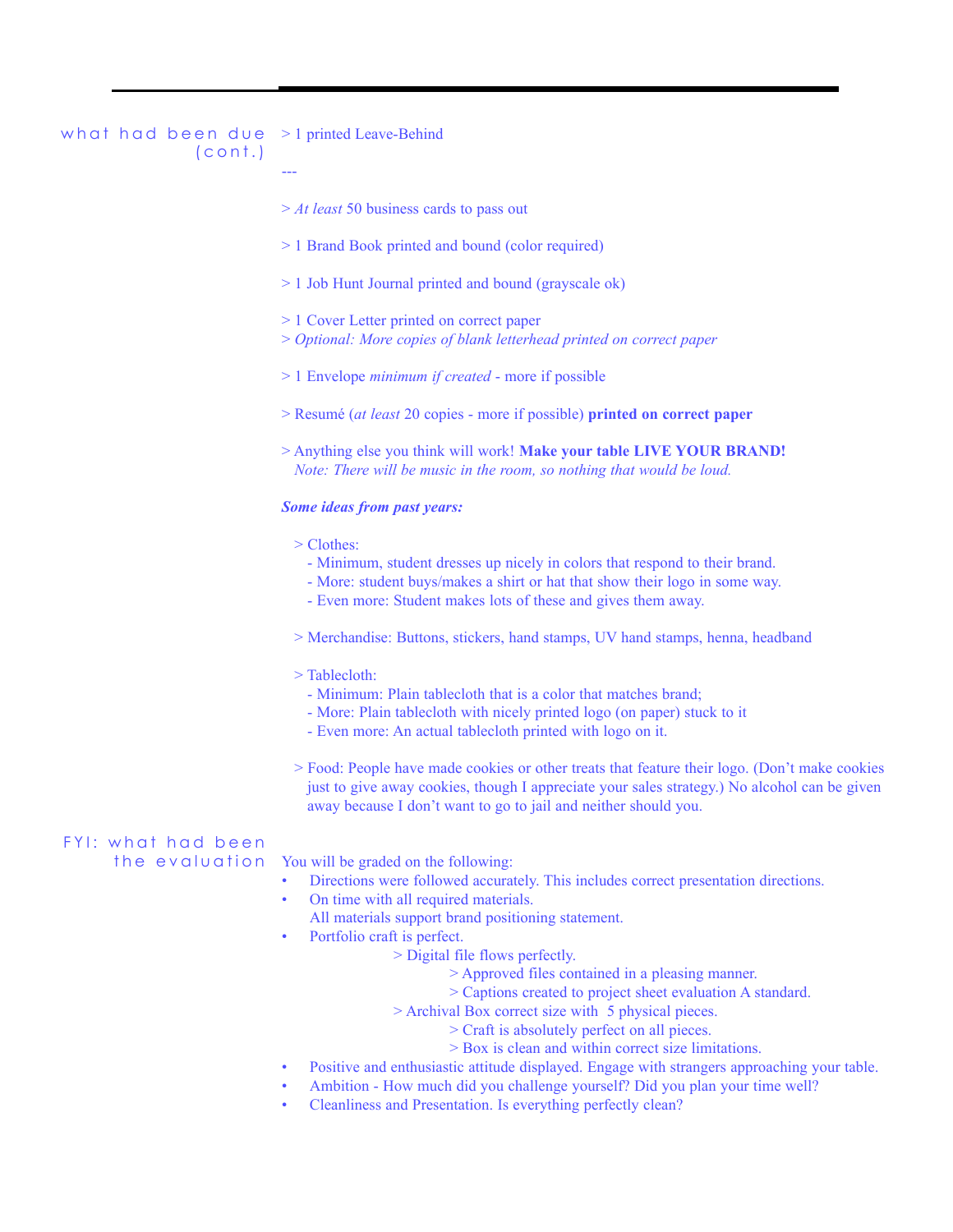## what had been due (cont.)

> 1 printed Leave-Behind

---

> *At least* 50 business cards to pass out

> 1 Brand Book printed and bound (color required)

> 1 Job Hunt Journal printed and bound (grayscale ok)

> 1 Cover Letter printed on correct paper
> *Optional: More copies of blank letterhead printed on correct paper*

> 1 Envelope *minimum if created* - more if possible

> Resumé (*at least* 20 copies - more if possible) **printed on correct paper**

> Anything else you think will work! **Make your table LIVE YOUR BRAND!**
*Note: There will be music in the room, so nothing that would be loud.*

***Some ideas from past years:***

> Clothes:
- Minimum, student dresses up nicely in colors that respond to their brand.
- More: student buys/makes a shirt or hat that show their logo in some way.
- Even more: Student makes lots of these and gives them away.

> Merchandise: Buttons, stickers, hand stamps, UV hand stamps, henna, headband

> Tablecloth:
- Minimum: Plain tablecloth that is a color that matches brand;
- More: Plain tablecloth with nicely printed logo (on paper) stuck to it
- Even more: An actual tablecloth printed with logo on it.

> Food: People have made cookies or other treats that feature their logo. (Don't make cookies just to give away cookies, though I appreciate your sales strategy.) No alcohol can be given away because I don't want to go to jail and neither should you.

## FYI: what had been the evaluation

You will be graded on the following:

- Directions were followed accurately. This includes correct presentation directions.
- On time with all required materials.
  All materials support brand positioning statement.
- Portfolio craft is perfect.
  > Digital file flows perfectly.
    > Approved files contained in a pleasing manner.
    > Captions created to project sheet evaluation A standard.
  > Archival Box correct size with 5 physical pieces.
    > Craft is absolutely perfect on all pieces.
    > Box is clean and within correct size limitations.
- Positive and enthusiastic attitude displayed. Engage with strangers approaching your table.
- Ambition - How much did you challenge yourself? Did you plan your time well?
- Cleanliness and Presentation. Is everything perfectly clean?